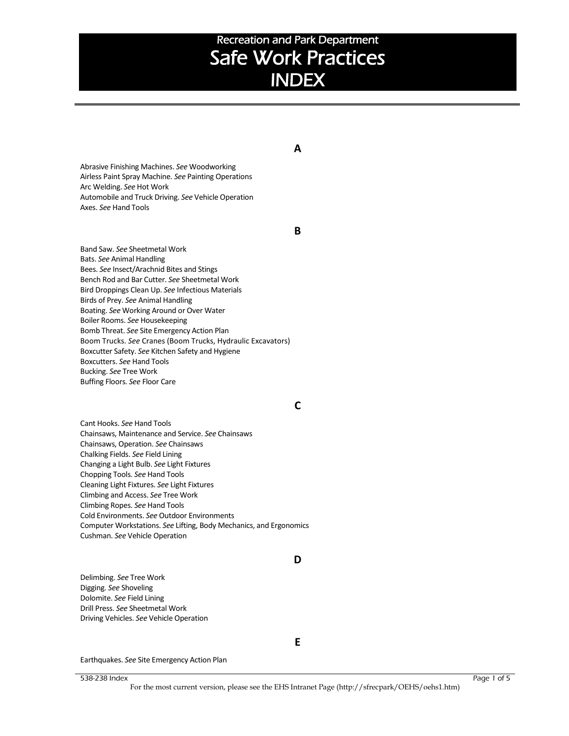# Recreation and Park Department
# Safe Work Practices
# INDEX

## A

Abrasive Finishing Machines. *See* Woodworking
Airless Paint Spray Machine. *See* Painting Operations
Arc Welding. *See* Hot Work
Automobile and Truck Driving. *See* Vehicle Operation
Axes. *See* Hand Tools

## B

Band Saw. *See* Sheetmetal Work
Bats. *See* Animal Handling
Bees. *See* Insect/Arachnid Bites and Stings
Bench Rod and Bar Cutter. *See* Sheetmetal Work
Bird Droppings Clean Up. *See* Infectious Materials
Birds of Prey. *See* Animal Handling
Boating. *See* Working Around or Over Water
Boiler Rooms. *See* Housekeeping
Bomb Threat. *See* Site Emergency Action Plan
Boom Trucks. *See* Cranes (Boom Trucks, Hydraulic Excavators)
Boxcutter Safety. *See* Kitchen Safety and Hygiene
Boxcutters. *See* Hand Tools
Bucking. *See* Tree Work
Buffing Floors. *See* Floor Care

## C

Cant Hooks. *See* Hand Tools
Chainsaws, Maintenance and Service. *See* Chainsaws
Chainsaws, Operation. *See* Chainsaws
Chalking Fields. *See* Field Lining
Changing a Light Bulb. *See* Light Fixtures
Chopping Tools. *See* Hand Tools
Cleaning Light Fixtures. *See* Light Fixtures
Climbing and Access. *See* Tree Work
Climbing Ropes. *See* Hand Tools
Cold Environments. *See* Outdoor Environments
Computer Workstations. *See* Lifting, Body Mechanics, and Ergonomics
Cushman. *See* Vehicle Operation

## D

Delimbing. *See* Tree Work
Digging. *See* Shoveling
Dolomite. *See* Field Lining
Drill Press. *See* Sheetmetal Work
Driving Vehicles. *See* Vehicle Operation

## E

Earthquakes. *See* Site Emergency Action Plan

538-238 Index

For the most current version, please see the EHS Intranet Page (http://sfrecpark/OEHS/oehs1.htm)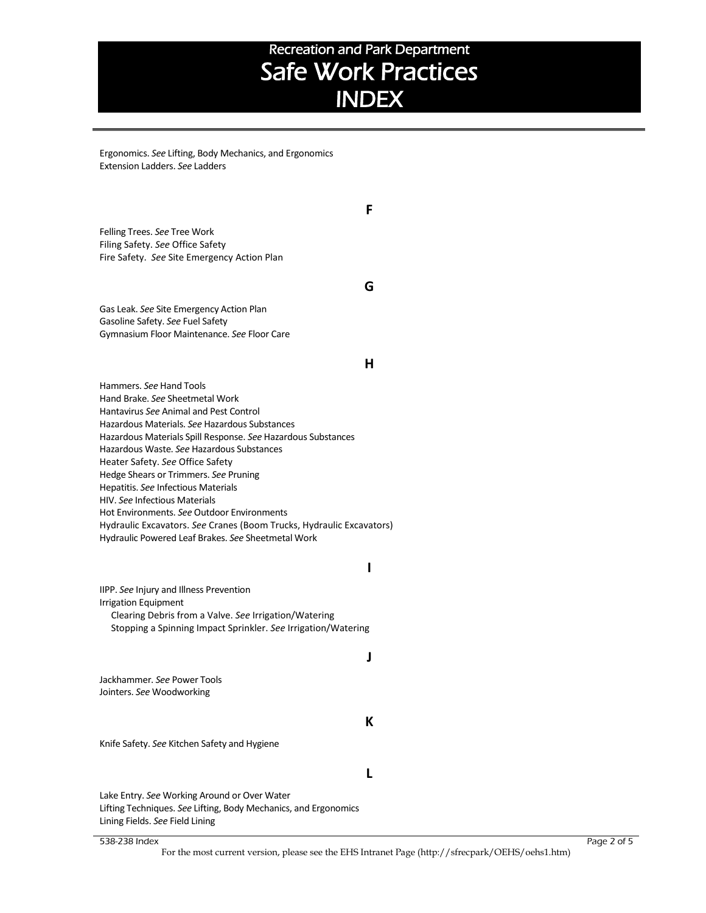# Recreation and Park Department
# Safe Work Practices
# INDEX

Ergonomics. *See* Lifting, Body Mechanics, and Ergonomics
Extension Ladders. *See* Ladders

## F

Felling Trees. *See* Tree Work
Filing Safety. *See* Office Safety
Fire Safety. *See* Site Emergency Action Plan

## G

Gas Leak. *See* Site Emergency Action Plan
Gasoline Safety. *See* Fuel Safety
Gymnasium Floor Maintenance. *See* Floor Care

## H

Hammers. *See* Hand Tools
Hand Brake. *See* Sheetmetal Work
Hantavirus *See* Animal and Pest Control
Hazardous Materials. *See* Hazardous Substances
Hazardous Materials Spill Response. *See* Hazardous Substances
Hazardous Waste. *See* Hazardous Substances
Heater Safety. *See* Office Safety
Hedge Shears or Trimmers. *See* Pruning
Hepatitis. *See* Infectious Materials
HIV. *See* Infectious Materials
Hot Environments. *See* Outdoor Environments
Hydraulic Excavators. *See* Cranes (Boom Trucks, Hydraulic Excavators)
Hydraulic Powered Leaf Brakes. *See* Sheetmetal Work

## I

IIPP. *See* Injury and Illness Prevention
Irrigation Equipment
- Clearing Debris from a Valve. *See* Irrigation/Watering
- Stopping a Spinning Impact Sprinkler. *See* Irrigation/Watering

## J

Jackhammer. *See* Power Tools
Jointers. *See* Woodworking

## K

Knife Safety. *See* Kitchen Safety and Hygiene

## L

Lake Entry. *See* Working Around or Over Water
Lifting Techniques. *See* Lifting, Body Mechanics, and Ergonomics
Lining Fields. *See* Field Lining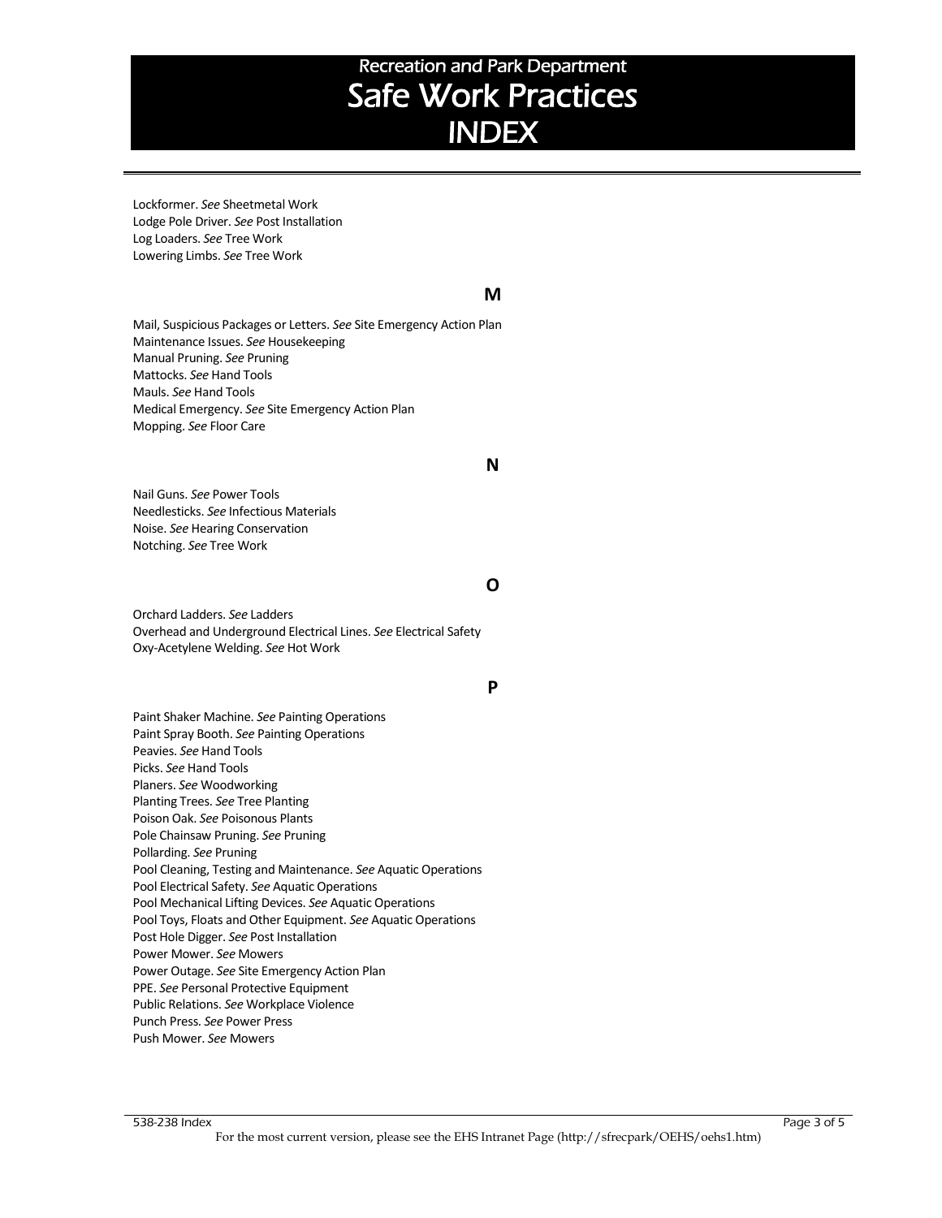# Recreation and Park Department
# Safe Work Practices
# INDEX

Lockformer. *See* Sheetmetal Work
Lodge Pole Driver. *See* Post Installation
Log Loaders. *See* Tree Work
Lowering Limbs. *See* Tree Work

## M

Mail, Suspicious Packages or Letters. *See* Site Emergency Action Plan
Maintenance Issues. *See* Housekeeping
Manual Pruning. *See* Pruning
Mattocks. *See* Hand Tools
Mauls. *See* Hand Tools
Medical Emergency. *See* Site Emergency Action Plan
Mopping. *See* Floor Care

## N

Nail Guns. *See* Power Tools
Needlesticks. *See* Infectious Materials
Noise. *See* Hearing Conservation
Notching. *See* Tree Work

## O

Orchard Ladders. *See* Ladders
Overhead and Underground Electrical Lines. *See* Electrical Safety
Oxy-Acetylene Welding. *See* Hot Work

## P

Paint Shaker Machine. *See* Painting Operations
Paint Spray Booth. *See* Painting Operations
Peavies. *See* Hand Tools
Picks. *See* Hand Tools
Planers. *See* Woodworking
Planting Trees. *See* Tree Planting
Poison Oak. *See* Poisonous Plants
Pole Chainsaw Pruning. *See* Pruning
Pollarding. *See* Pruning
Pool Cleaning, Testing and Maintenance. *See* Aquatic Operations
Pool Electrical Safety. *See* Aquatic Operations
Pool Mechanical Lifting Devices. *See* Aquatic Operations
Pool Toys, Floats and Other Equipment. *See* Aquatic Operations
Post Hole Digger. *See* Post Installation
Power Mower. *See* Mowers
Power Outage. *See* Site Emergency Action Plan
PPE. *See* Personal Protective Equipment
Public Relations. *See* Workplace Violence
Punch Press. *See* Power Press
Push Mower. *See* Mowers

For the most current version, please see the EHS Intranet Page (http://sfrecpark/OEHS/oehs1.htm)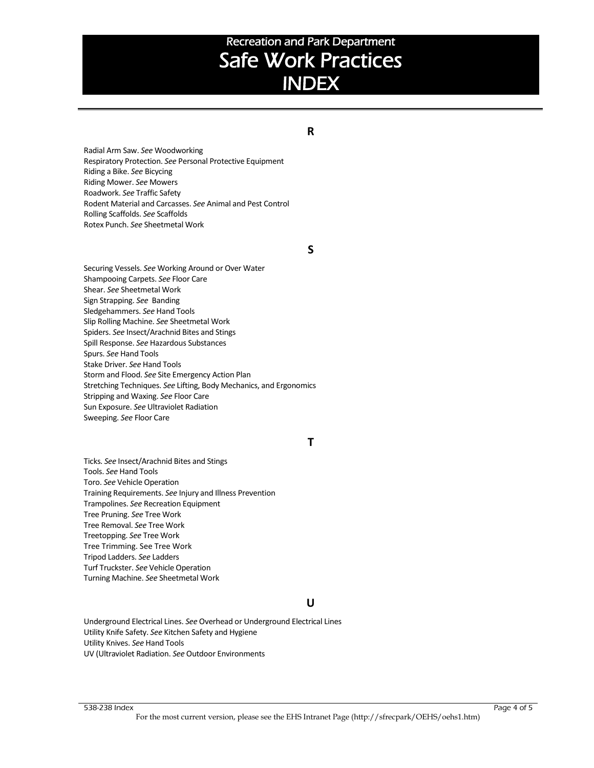# Recreation and Park Department
# Safe Work Practices
# INDEX

## R

Radial Arm Saw. *See* Woodworking
Respiratory Protection. *See* Personal Protective Equipment
Riding a Bike. *See* Bicycing
Riding Mower. *See* Mowers
Roadwork. *See* Traffic Safety
Rodent Material and Carcasses. *See* Animal and Pest Control
Rolling Scaffolds. *See* Scaffolds
Rotex Punch. *See* Sheetmetal Work

## S

Securing Vessels. *See* Working Around or Over Water
Shampooing Carpets. *See* Floor Care
Shear. *See* Sheetmetal Work
Sign Strapping. *See* Banding
Sledgehammers. *See* Hand Tools
Slip Rolling Machine. *See* Sheetmetal Work
Spiders. *See* Insect/Arachnid Bites and Stings
Spill Response. *See* Hazardous Substances
Spurs. *See* Hand Tools
Stake Driver. *See* Hand Tools
Storm and Flood. *See* Site Emergency Action Plan
Stretching Techniques. *See* Lifting, Body Mechanics, and Ergonomics
Stripping and Waxing. *See* Floor Care
Sun Exposure. *See* Ultraviolet Radiation
Sweeping. *See* Floor Care

## T

Ticks. *See* Insect/Arachnid Bites and Stings
Tools. *See* Hand Tools
Toro. *See* Vehicle Operation
Training Requirements. *See* Injury and Illness Prevention
Trampolines. *See* Recreation Equipment
Tree Pruning. *See* Tree Work
Tree Removal. *See* Tree Work
Treetopping. *See* Tree Work
Tree Trimming. See Tree Work
Tripod Ladders. *See* Ladders
Turf Truckster. *See* Vehicle Operation
Turning Machine. *See* Sheetmetal Work

## U

Underground Electrical Lines. *See* Overhead or Underground Electrical Lines
Utility Knife Safety. *See* Kitchen Safety and Hygiene
Utility Knives. *See* Hand Tools
UV (Ultraviolet Radiation. *See* Outdoor Environments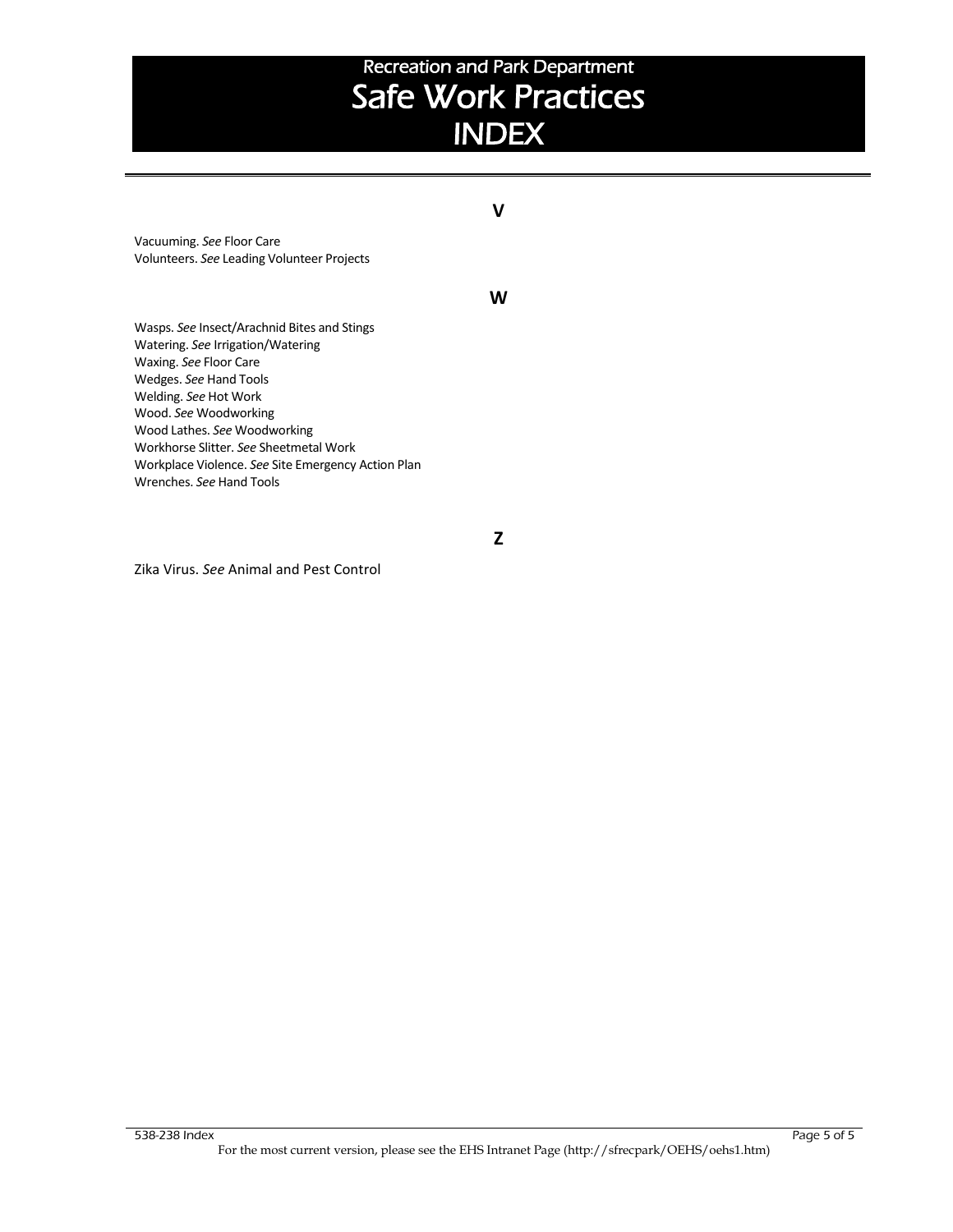### V

Vacuuming. *See* Floor Care
Volunteers. *See* Leading Volunteer Projects

### W

Wasps. *See* Insect/Arachnid Bites and Stings
Watering. *See* Irrigation/Watering
Waxing. *See* Floor Care
Wedges. *See* Hand Tools
Welding. *See* Hot Work
Wood. *See* Woodworking
Wood Lathes. *See* Woodworking
Workhorse Slitter. *See* Sheetmetal Work
Workplace Violence. *See* Site Emergency Action Plan
Wrenches. *See* Hand Tools

### Z

Zika Virus. *See* Animal and Pest Control